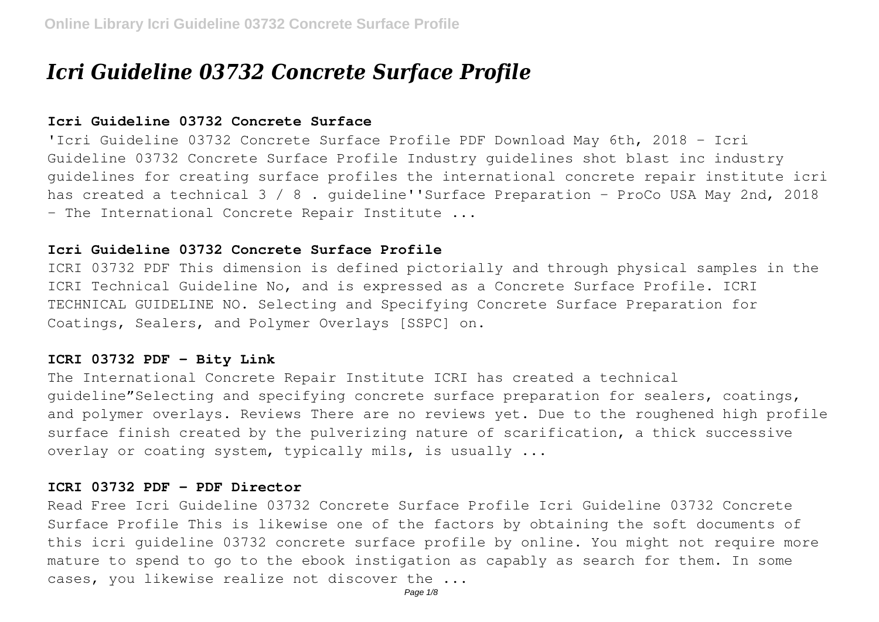# *Icri Guideline 03732 Concrete Surface Profile*

## Icri Guideline 03732 Concrete Surface

'Icri Guideline 03732 Concrete Surface Profile PDF Download May 6th, 2018 - Icri Guideline 03732 Concrete Surface Profile Industry guidelines shot blast inc industry guidelines for creating surface profiles the international concrete repair institute icri has created a technical 3 / 8 . guideline''Surface Preparation - ProCo USA May 2nd, 2018 - The International Concrete Repair Institute ...

## Icri Guideline 03732 Concrete Surface Profile

ICRI 03732 PDF This dimension is defined pictorially and through physical samples in the ICRI Technical Guideline No, and is expressed as a Concrete Surface Profile. ICRI TECHNICAL GUIDELINE NO. Selecting and Specifying Concrete Surface Preparation for Coatings, Sealers, and Polymer Overlays [SSPC] on.

## ICRI 03732 PDF - Bity Link

The International Concrete Repair Institute ICRI has created a technical guideline"Selecting and specifying concrete surface preparation for sealers, coatings, and polymer overlays. Reviews There are no reviews yet. Due to the roughened high profile surface finish created by the pulverizing nature of scarification, a thick successive overlay or coating system, typically mils, is usually ...

## ICRI 03732 PDF - PDF Director

Read Free Icri Guideline 03732 Concrete Surface Profile Icri Guideline 03732 Concrete Surface Profile This is likewise one of the factors by obtaining the soft documents of this icri guideline 03732 concrete surface profile by online. You might not require more mature to spend to go to the ebook instigation as capably as search for them. In some cases, you likewise realize not discover the ...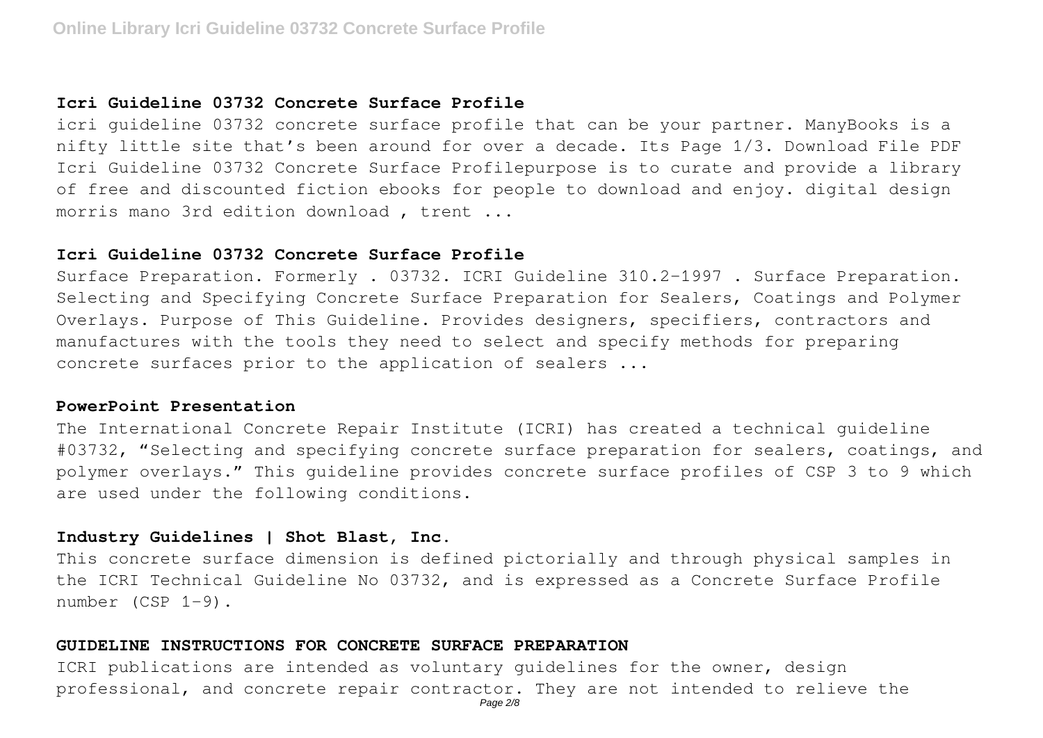#### Icri Guideline 03732 Concrete Surface Profile

icri guideline 03732 concrete surface profile that can be your partner. ManyBooks is a nifty little site that's been around for over a decade. Its Page 1/3. Download File PDF Icri Guideline 03732 Concrete Surface Profilepurpose is to curate and provide a library of free and discounted fiction ebooks for people to download and enjoy. digital design morris mano 3rd edition download , trent ...

#### Icri Guideline 03732 Concrete Surface Profile

Surface Preparation. Formerly . 03732. ICRI Guideline 310.2-1997 . Surface Preparation. Selecting and Specifying Concrete Surface Preparation for Sealers, Coatings and Polymer Overlays. Purpose of This Guideline. Provides designers, specifiers, contractors and manufactures with the tools they need to select and specify methods for preparing concrete surfaces prior to the application of sealers ...

#### PowerPoint Presentation

The International Concrete Repair Institute (ICRI) has created a technical guideline #03732, "Selecting and specifying concrete surface preparation for sealers, coatings, and polymer overlays." This guideline provides concrete surface profiles of CSP 3 to 9 which are used under the following conditions.

#### Industry Guidelines | Shot Blast, Inc.

This concrete surface dimension is defined pictorially and through physical samples in the ICRI Technical Guideline No 03732, and is expressed as a Concrete Surface Profile number (CSP 1-9).

#### GUIDELINE INSTRUCTIONS FOR CONCRETE SURFACE PREPARATION

ICRI publications are intended as voluntary guidelines for the owner, design professional, and concrete repair contractor. They are not intended to relieve the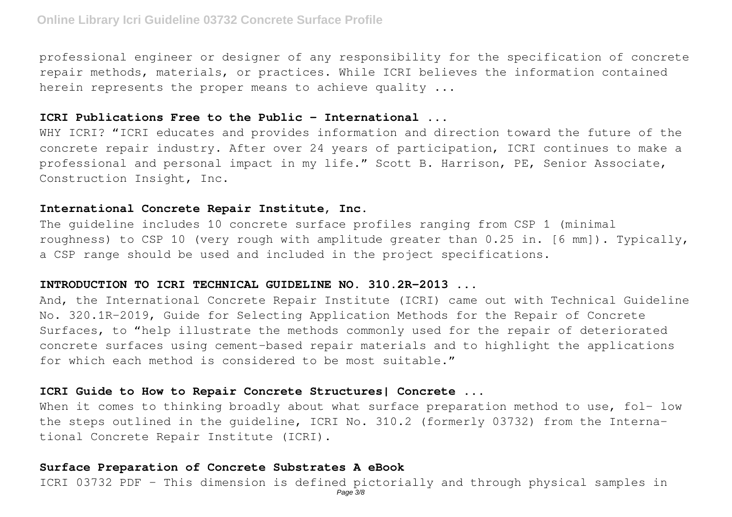professional engineer or designer of any responsibility for the specification of concrete repair methods, materials, or practices. While ICRI believes the information contained herein represents the proper means to achieve quality ...

## ICRI Publications Free to the Public - International ...

WHY ICRI? "ICRI educates and provides information and direction toward the future of the concrete repair industry. After over 24 years of participation, ICRI continues to make a professional and personal impact in my life." Scott B. Harrison, PE, Senior Associate, Construction Insight, Inc.

## International Concrete Repair Institute, Inc.

The guideline includes 10 concrete surface profiles ranging from CSP 1 (minimal roughness) to CSP 10 (very rough with amplitude greater than 0.25 in. [6 mm]). Typically, a CSP range should be used and included in the project specifications.

## INTRODUCTION TO ICRI TECHNICAL GUIDELINE NO. 310.2R-2013 ...

And, the International Concrete Repair Institute (ICRI) came out with Technical Guideline No. 320.1R-2019, Guide for Selecting Application Methods for the Repair of Concrete Surfaces, to "help illustrate the methods commonly used for the repair of deteriorated concrete surfaces using cement-based repair materials and to highlight the applications for which each method is considered to be most suitable."

## ICRI Guide to How to Repair Concrete Structures| Concrete ...

When it comes to thinking broadly about what surface preparation method to use, fol- low the steps outlined in the guideline, ICRI No. 310.2 (formerly 03732) from the Interna- tional Concrete Repair Institute (ICRI).

## Surface Preparation of Concrete Substrates A eBook

ICRI 03732 PDF - This dimension is defined pictorially and through physical samples in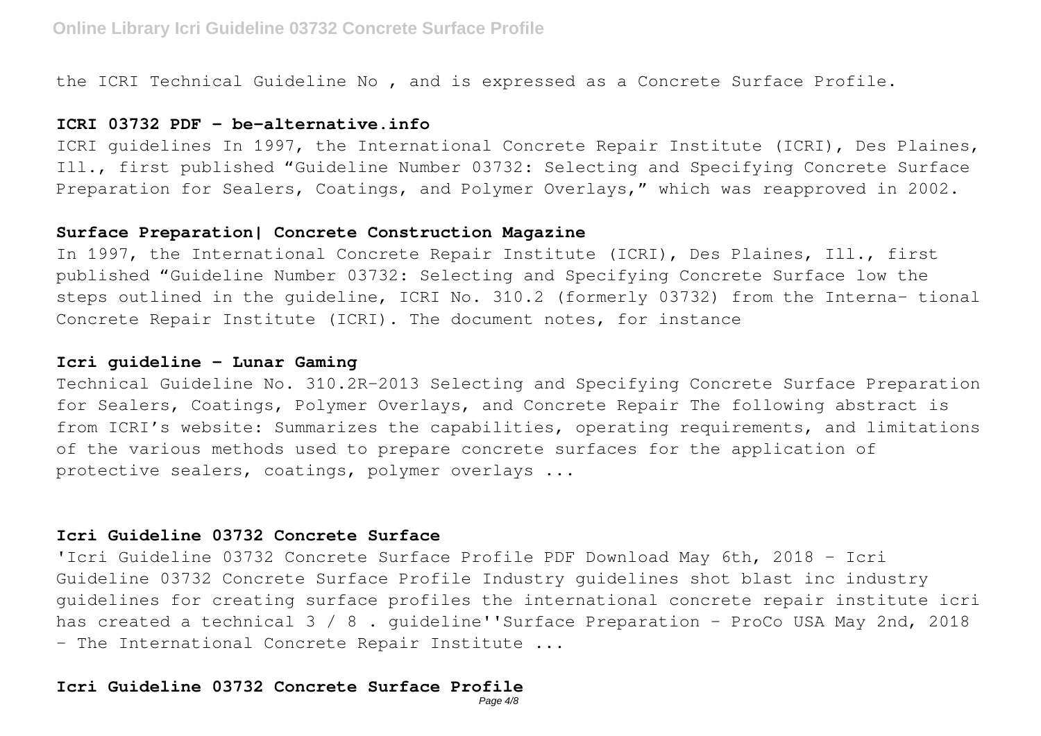the ICRI Technical Guideline No , and is expressed as a Concrete Surface Profile.

### ICRI 03732 PDF - be-alternative.info

ICRI guidelines In 1997, the International Concrete Repair Institute (ICRI), Des Plaines, Ill., first published "Guideline Number 03732: Selecting and Specifying Concrete Surface Preparation for Sealers, Coatings, and Polymer Overlays," which was reapproved in 2002.

### Surface Preparation| Concrete Construction Magazine

In 1997, the International Concrete Repair Institute (ICRI), Des Plaines, Ill., first published "Guideline Number 03732: Selecting and Specifying Concrete Surface low the steps outlined in the guideline, ICRI No. 310.2 (formerly 03732) from the Interna- tional Concrete Repair Institute (ICRI). The document notes, for instance

### Icri guideline - Lunar Gaming

Technical Guideline No. 310.2R-2013 Selecting and Specifying Concrete Surface Preparation for Sealers, Coatings, Polymer Overlays, and Concrete Repair The following abstract is from ICRI's website: Summarizes the capabilities, operating requirements, and limitations of the various methods used to prepare concrete surfaces for the application of protective sealers, coatings, polymer overlays ...

### Icri Guideline 03732 Concrete Surface

'Icri Guideline 03732 Concrete Surface Profile PDF Download May 6th, 2018 - Icri Guideline 03732 Concrete Surface Profile Industry guidelines shot blast inc industry guidelines for creating surface profiles the international concrete repair institute icri has created a technical 3 / 8 . guideline''Surface Preparation - ProCo USA May 2nd, 2018 - The International Concrete Repair Institute ...

### Icri Guideline 03732 Concrete Surface Profile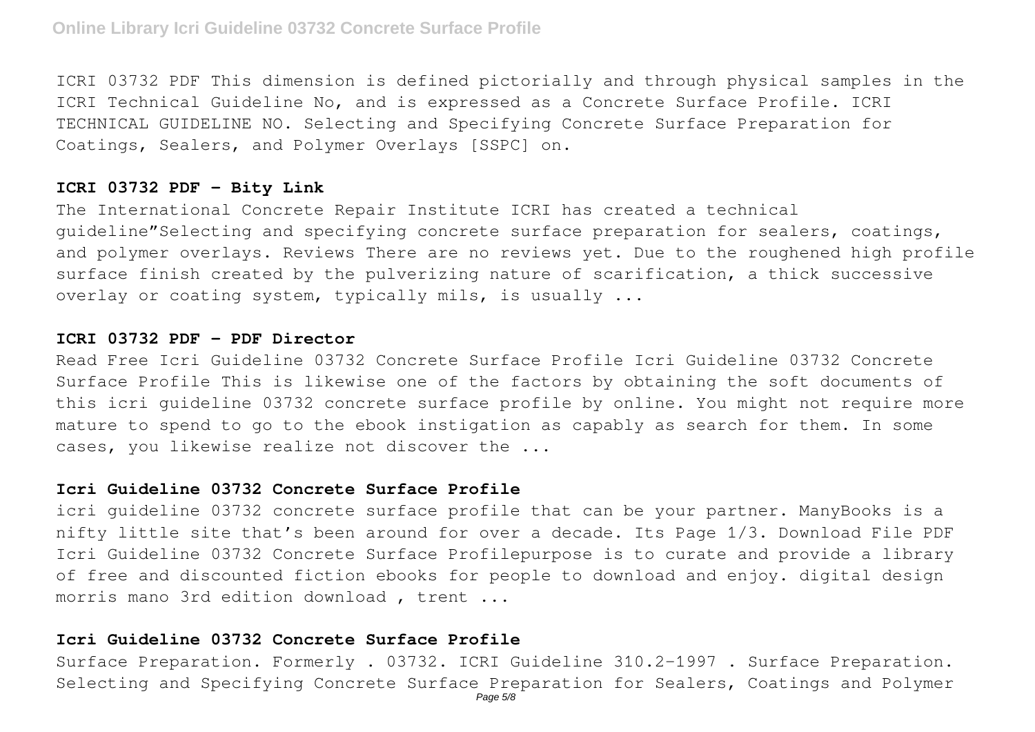ICRI 03732 PDF This dimension is defined pictorially and through physical samples in the ICRI Technical Guideline No, and is expressed as a Concrete Surface Profile. ICRI TECHNICAL GUIDELINE NO. Selecting and Specifying Concrete Surface Preparation for Coatings, Sealers, and Polymer Overlays [SSPC] on.

### ICRI 03732 PDF - Bity Link

The International Concrete Repair Institute ICRI has created a technical guideline"Selecting and specifying concrete surface preparation for sealers, coatings, and polymer overlays. Reviews There are no reviews yet. Due to the roughened high profile surface finish created by the pulverizing nature of scarification, a thick successive overlay or coating system, typically mils, is usually ...

### ICRI 03732 PDF - PDF Director

Read Free Icri Guideline 03732 Concrete Surface Profile Icri Guideline 03732 Concrete Surface Profile This is likewise one of the factors by obtaining the soft documents of this icri guideline 03732 concrete surface profile by online. You might not require more mature to spend to go to the ebook instigation as capably as search for them. In some cases, you likewise realize not discover the ...

### Icri Guideline 03732 Concrete Surface Profile

icri guideline 03732 concrete surface profile that can be your partner. ManyBooks is a nifty little site that's been around for over a decade. Its Page 1/3. Download File PDF Icri Guideline 03732 Concrete Surface Profilepurpose is to curate and provide a library of free and discounted fiction ebooks for people to download and enjoy. digital design morris mano 3rd edition download , trent ...

### Icri Guideline 03732 Concrete Surface Profile

Surface Preparation. Formerly . 03732. ICRI Guideline 310.2-1997 . Surface Preparation. Selecting and Specifying Concrete Surface Preparation for Sealers, Coatings and Polymer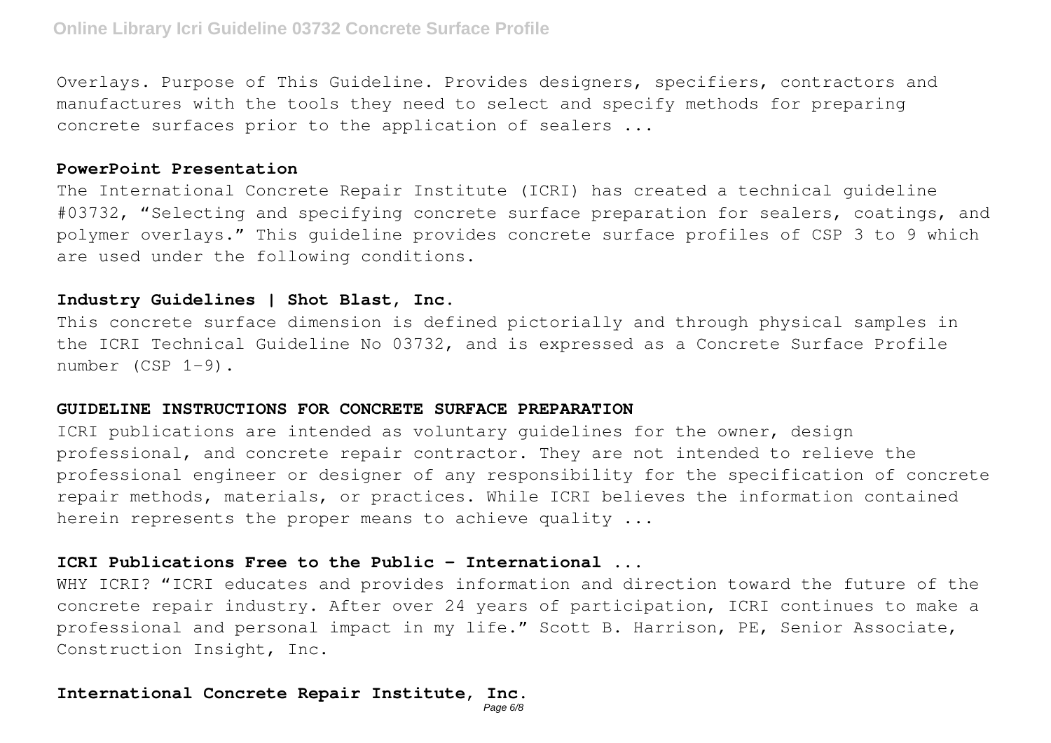Overlays. Purpose of This Guideline. Provides designers, specifiers, contractors and manufactures with the tools they need to select and specify methods for preparing concrete surfaces prior to the application of sealers ...

### PowerPoint Presentation

The International Concrete Repair Institute (ICRI) has created a technical guideline #03732, "Selecting and specifying concrete surface preparation for sealers, coatings, and polymer overlays." This guideline provides concrete surface profiles of CSP 3 to 9 which are used under the following conditions.

### Industry Guidelines | Shot Blast, Inc.

This concrete surface dimension is defined pictorially and through physical samples in the ICRI Technical Guideline No 03732, and is expressed as a Concrete Surface Profile number (CSP 1-9).

### GUIDELINE INSTRUCTIONS FOR CONCRETE SURFACE PREPARATION

ICRI publications are intended as voluntary guidelines for the owner, design professional, and concrete repair contractor. They are not intended to relieve the professional engineer or designer of any responsibility for the specification of concrete repair methods, materials, or practices. While ICRI believes the information contained herein represents the proper means to achieve quality ...

### ICRI Publications Free to the Public - International ...

WHY ICRI? "ICRI educates and provides information and direction toward the future of the concrete repair industry. After over 24 years of participation, ICRI continues to make a professional and personal impact in my life." Scott B. Harrison, PE, Senior Associate, Construction Insight, Inc.

### International Concrete Repair Institute, Inc.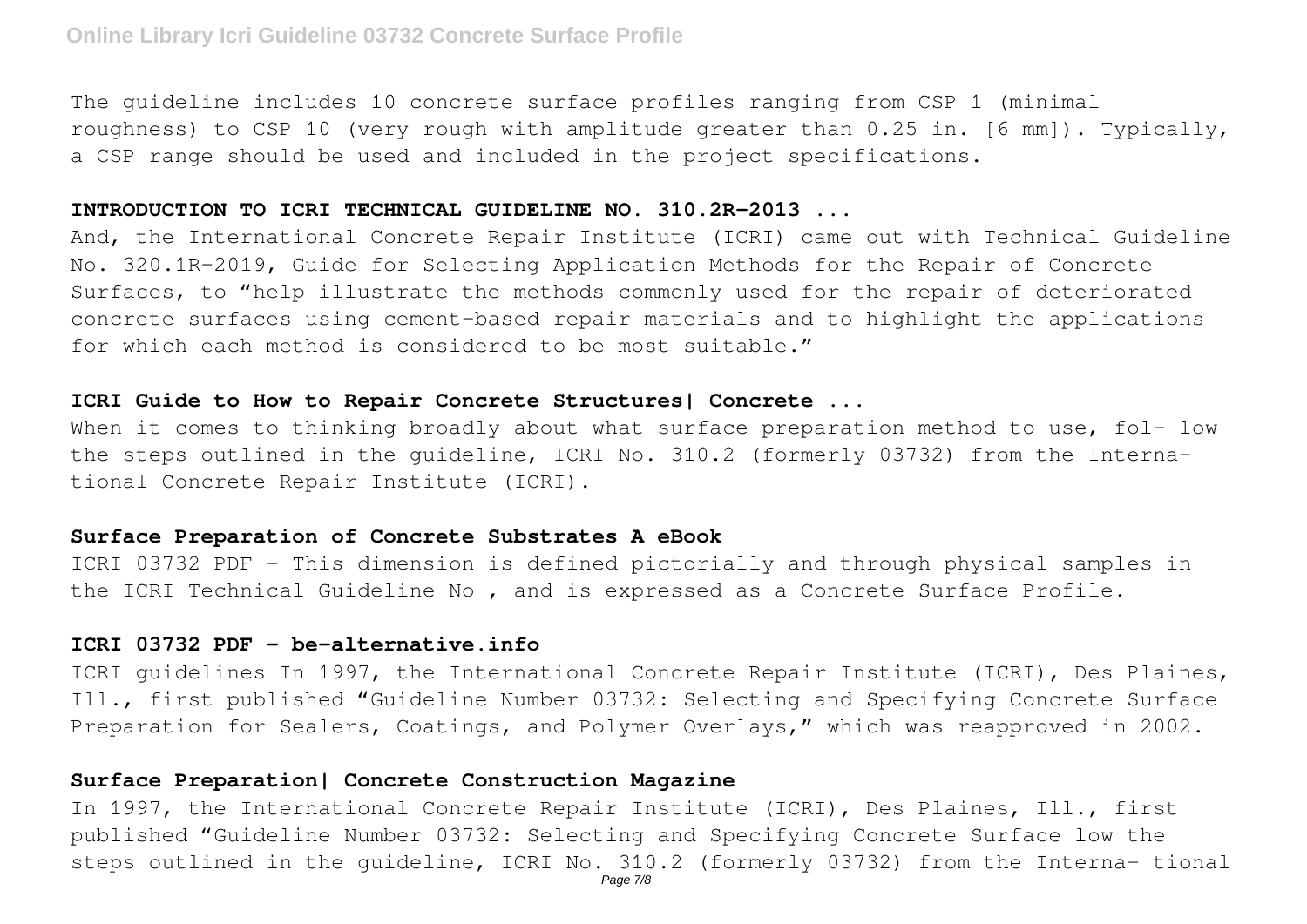The guideline includes 10 concrete surface profiles ranging from CSP 1 (minimal roughness) to CSP 10 (very rough with amplitude greater than 0.25 in. [6 mm]). Typically, a CSP range should be used and included in the project specifications.

## INTRODUCTION TO ICRI TECHNICAL GUIDELINE NO. 310.2R-2013 ...

And, the International Concrete Repair Institute (ICRI) came out with Technical Guideline No. 320.1R-2019, Guide for Selecting Application Methods for the Repair of Concrete Surfaces, to "help illustrate the methods commonly used for the repair of deteriorated concrete surfaces using cement-based repair materials and to highlight the applications for which each method is considered to be most suitable."

## ICRI Guide to How to Repair Concrete Structures| Concrete ...

When it comes to thinking broadly about what surface preparation method to use, fol- low the steps outlined in the guideline, ICRI No. 310.2 (formerly 03732) from the Interna- tional Concrete Repair Institute (ICRI).

## Surface Preparation of Concrete Substrates A eBook

ICRI 03732 PDF - This dimension is defined pictorially and through physical samples in the ICRI Technical Guideline No , and is expressed as a Concrete Surface Profile.

## ICRI 03732 PDF - be-alternative.info

ICRI guidelines In 1997, the International Concrete Repair Institute (ICRI), Des Plaines, Ill., first published "Guideline Number 03732: Selecting and Specifying Concrete Surface Preparation for Sealers, Coatings, and Polymer Overlays," which was reapproved in 2002.

## Surface Preparation| Concrete Construction Magazine

In 1997, the International Concrete Repair Institute (ICRI), Des Plaines, Ill., first published "Guideline Number 03732: Selecting and Specifying Concrete Surface low the steps outlined in the guideline, ICRI No. 310.2 (formerly 03732) from the Interna- tional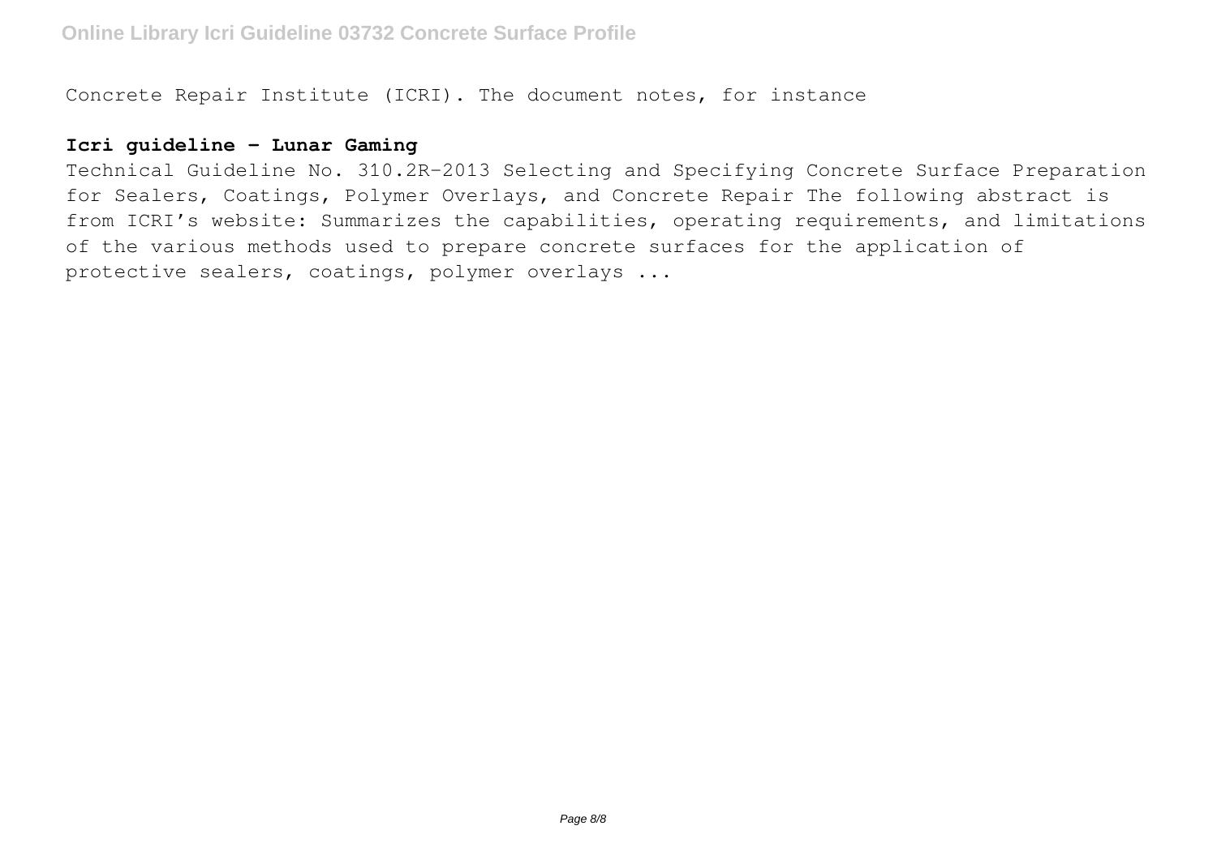Concrete Repair Institute (ICRI). The document notes, for instance

**Icri guideline - Lunar Gaming**

Technical Guideline No. 310.2R-2013 Selecting and Specifying Concrete Surface Preparation for Sealers, Coatings, Polymer Overlays, and Concrete Repair The following abstract is from ICRI's website: Summarizes the capabilities, operating requirements, and limitations of the various methods used to prepare concrete surfaces for the application of protective sealers, coatings, polymer overlays ...